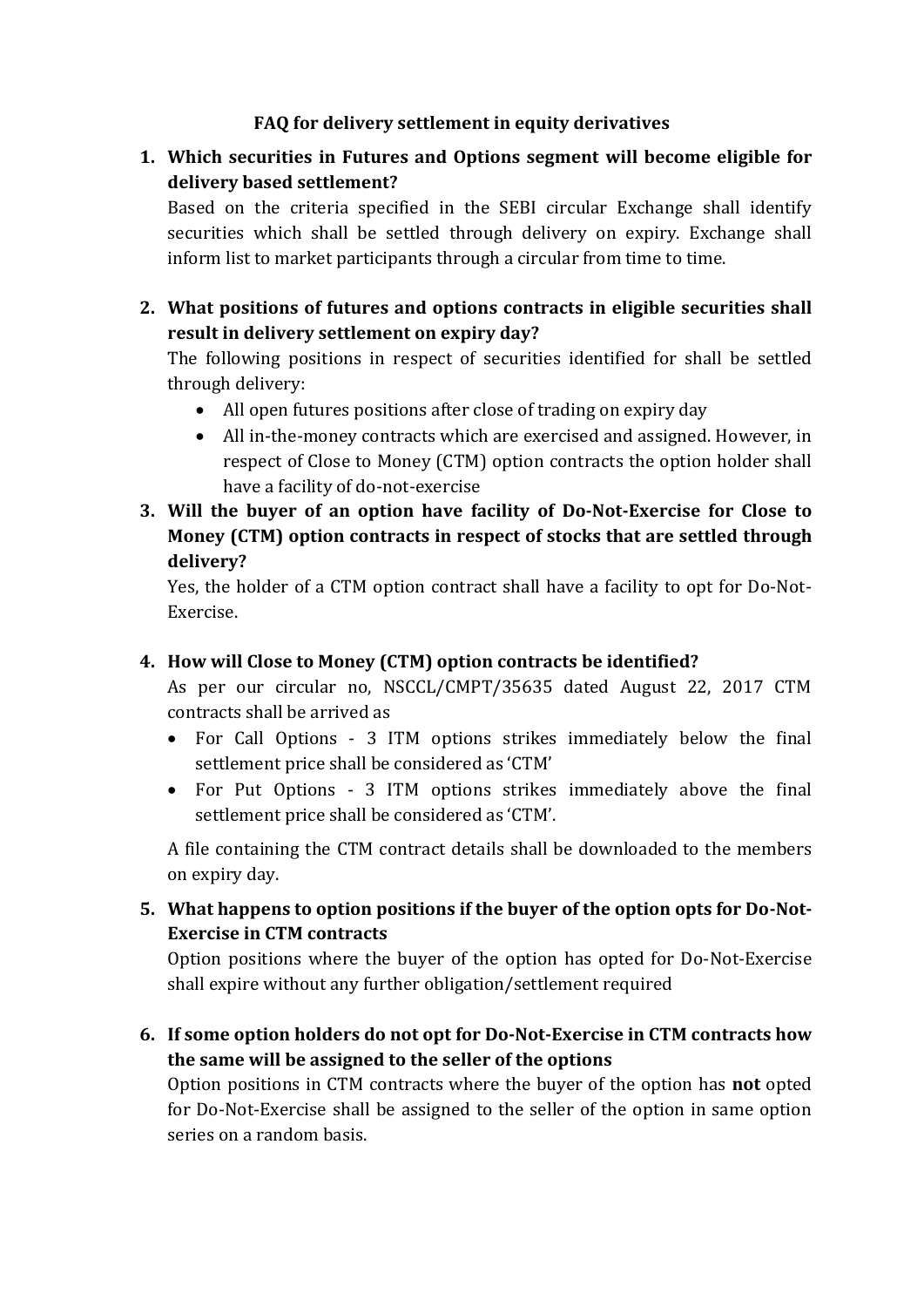# FAQ for delivery settlement in equity derivatives

1. **Which securities in Futures and Options segment will become eligible for delivery based settlement?**

   Based on the criteria specified in the SEBI circular Exchange shall identify securities which shall be settled through delivery on expiry. Exchange shall inform list to market participants through a circular from time to time.

2. **What positions of futures and options contracts in eligible securities shall result in delivery settlement on expiry day?**

   The following positions in respect of securities identified for shall be settled through delivery:

   - All open futures positions after close of trading on expiry day
   - All in-the-money contracts which are exercised and assigned. However, in respect of Close to Money (CTM) option contracts the option holder shall have a facility of do-not-exercise

3. **Will the buyer of an option have facility of Do-Not-Exercise for Close to Money (CTM) option contracts in respect of stocks that are settled through delivery?**

   Yes, the holder of a CTM option contract shall have a facility to opt for Do-Not-Exercise.

4. **How will Close to Money (CTM) option contracts be identified?**

   As per our circular no, NSCCL/CMPT/35635 dated August 22, 2017 CTM contracts shall be arrived as

   - For Call Options - 3 ITM options strikes immediately below the final settlement price shall be considered as 'CTM'
   - For Put Options - 3 ITM options strikes immediately above the final settlement price shall be considered as 'CTM'.

   A file containing the CTM contract details shall be downloaded to the members on expiry day.

5. **What happens to option positions if the buyer of the option opts for Do-Not-Exercise in CTM contracts**

   Option positions where the buyer of the option has opted for Do-Not-Exercise shall expire without any further obligation/settlement required

6. **If some option holders do not opt for Do-Not-Exercise in CTM contracts how the same will be assigned to the seller of the options**

   Option positions in CTM contracts where the buyer of the option has **not** opted for Do-Not-Exercise shall be assigned to the seller of the option in same option series on a random basis.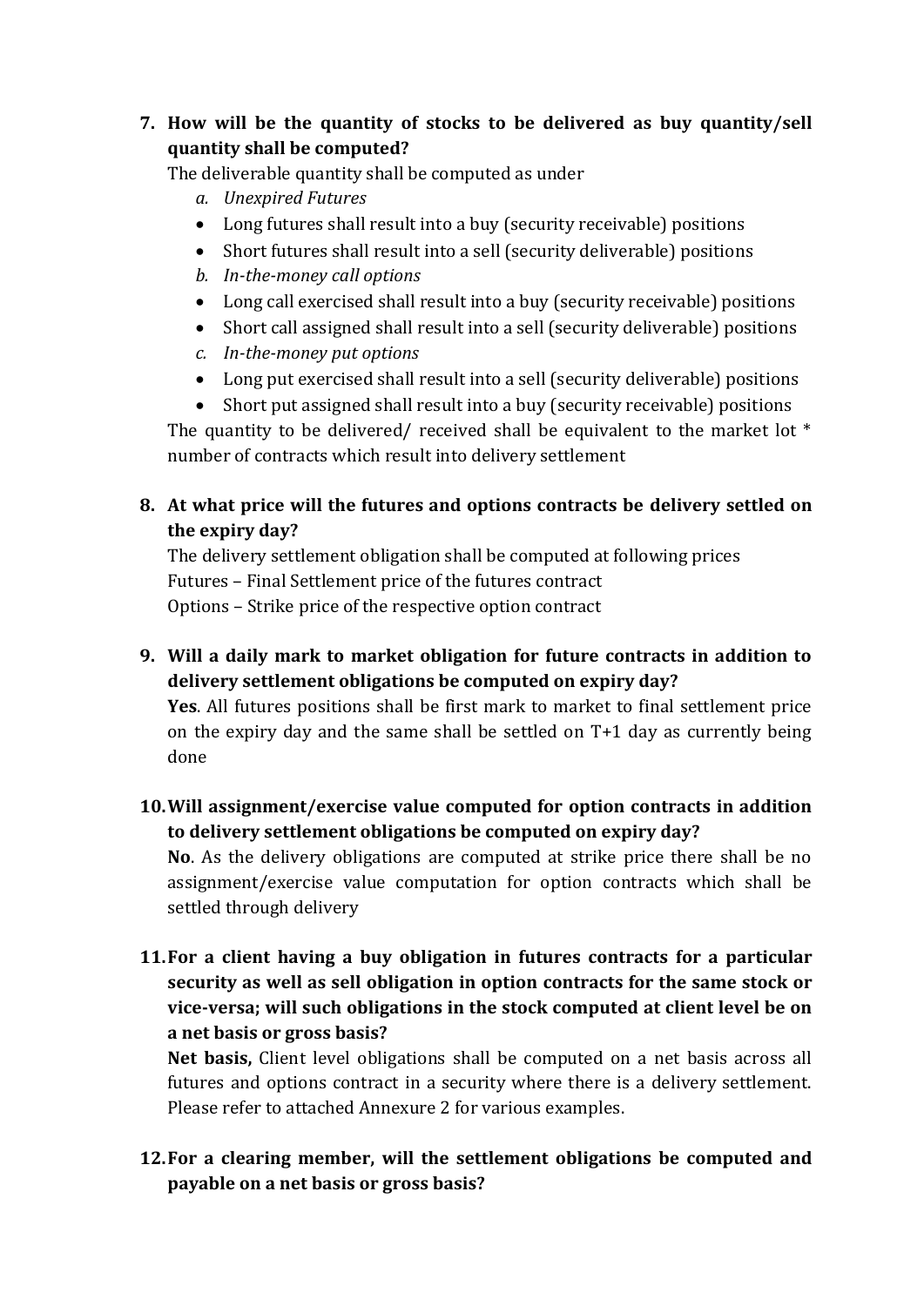7. **How will be the quantity of stocks to be delivered as buy quantity/sell quantity shall be computed?**

   The deliverable quantity shall be computed as under

   a. *Unexpired Futures*
   - Long futures shall result into a buy (security receivable) positions
   - Short futures shall result into a sell (security deliverable) positions

   b. *In-the-money call options*
   - Long call exercised shall result into a buy (security receivable) positions
   - Short call assigned shall result into a sell (security deliverable) positions

   c. *In-the-money put options*
   - Long put exercised shall result into a sell (security deliverable) positions
   - Short put assigned shall result into a buy (security receivable) positions

   The quantity to be delivered/ received shall be equivalent to the market lot * number of contracts which result into delivery settlement

8. **At what price will the futures and options contracts be delivery settled on the expiry day?**

   The delivery settlement obligation shall be computed at following prices

   Futures – Final Settlement price of the futures contract

   Options – Strike price of the respective option contract

9. **Will a daily mark to market obligation for future contracts in addition to delivery settlement obligations be computed on expiry day?**

   **Yes**. All futures positions shall be first mark to market to final settlement price on the expiry day and the same shall be settled on T+1 day as currently being done

10. **Will assignment/exercise value computed for option contracts in addition to delivery settlement obligations be computed on expiry day?**

    **No**. As the delivery obligations are computed at strike price there shall be no assignment/exercise value computation for option contracts which shall be settled through delivery

11. **For a client having a buy obligation in futures contracts for a particular security as well as sell obligation in option contracts for the same stock or vice-versa; will such obligations in the stock computed at client level be on a net basis or gross basis?**

    **Net basis,** Client level obligations shall be computed on a net basis across all futures and options contract in a security where there is a delivery settlement. Please refer to attached Annexure 2 for various examples.

12. **For a clearing member, will the settlement obligations be computed and payable on a net basis or gross basis?**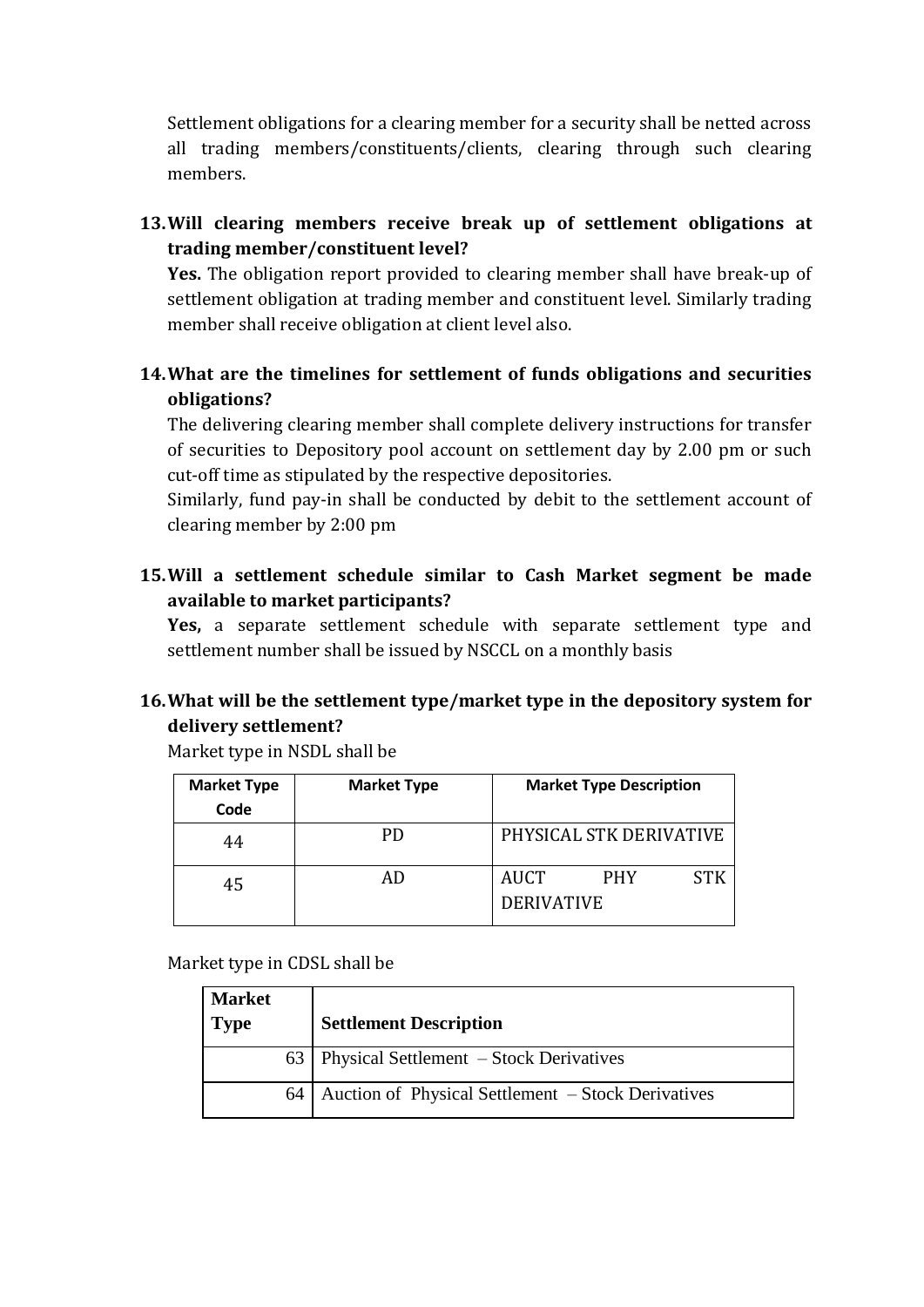Settlement obligations for a clearing member for a security shall be netted across all trading members/constituents/clients, clearing through such clearing members.

**13. Will clearing members receive break up of settlement obligations at trading member/constituent level?**

**Yes.** The obligation report provided to clearing member shall have break-up of settlement obligation at trading member and constituent level. Similarly trading member shall receive obligation at client level also.

**14. What are the timelines for settlement of funds obligations and securities obligations?**

The delivering clearing member shall complete delivery instructions for transfer of securities to Depository pool account on settlement day by 2.00 pm or such cut-off time as stipulated by the respective depositories.

Similarly, fund pay-in shall be conducted by debit to the settlement account of clearing member by 2:00 pm

**15. Will a settlement schedule similar to Cash Market segment be made available to market participants?**

**Yes,** a separate settlement schedule with separate settlement type and settlement number shall be issued by NSCCL on a monthly basis

**16. What will be the settlement type/market type in the depository system for delivery settlement?**

Market type in NSDL shall be

| Market Type Code | Market Type | Market Type Description |
|---|---|---|
| 44 | PD | PHYSICAL STK DERIVATIVE |
| 45 | AD | AUCT PHY STK DERIVATIVE |

Market type in CDSL shall be

| Market Type | Settlement Description |
|---|---|
| 63 | Physical Settlement – Stock Derivatives |
| 64 | Auction of Physical Settlement – Stock Derivatives |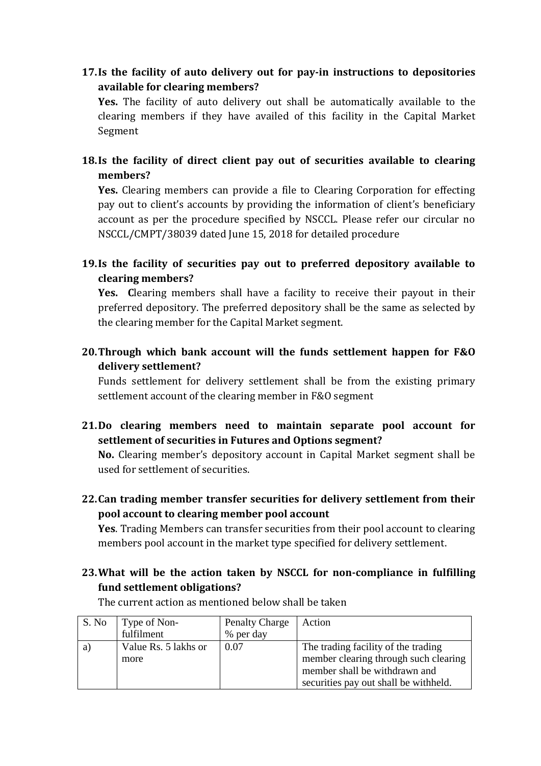**17. Is the facility of auto delivery out for pay-in instructions to depositories available for clearing members?**

**Yes.** The facility of auto delivery out shall be automatically available to the clearing members if they have availed of this facility in the Capital Market Segment

**18. Is the facility of direct client pay out of securities available to clearing members?**

**Yes.** Clearing members can provide a file to Clearing Corporation for effecting pay out to client's accounts by providing the information of client's beneficiary account as per the procedure specified by NSCCL. Please refer our circular no NSCCL/CMPT/38039 dated June 15, 2018 for detailed procedure

**19. Is the facility of securities pay out to preferred depository available to clearing members?**

**Yes. C**learing members shall have a facility to receive their payout in their preferred depository. The preferred depository shall be the same as selected by the clearing member for the Capital Market segment.

**20. Through which bank account will the funds settlement happen for F&O delivery settlement?**

Funds settlement for delivery settlement shall be from the existing primary settlement account of the clearing member in F&O segment

**21. Do clearing members need to maintain separate pool account for settlement of securities in Futures and Options segment?**

**No.** Clearing member's depository account in Capital Market segment shall be used for settlement of securities.

**22. Can trading member transfer securities for delivery settlement from their pool account to clearing member pool account**

**Yes**. Trading Members can transfer securities from their pool account to clearing members pool account in the market type specified for delivery settlement.

**23. What will be the action taken by NSCCL for non-compliance in fulfilling fund settlement obligations?**

The current action as mentioned below shall be taken

| S. No | Type of Non-fulfilment | Penalty Charge % per day | Action |
|---|---|---|---|
| a) | Value Rs. 5 lakhs or more | 0.07 | The trading facility of the trading member clearing through such clearing member shall be withdrawn and securities pay out shall be withheld. |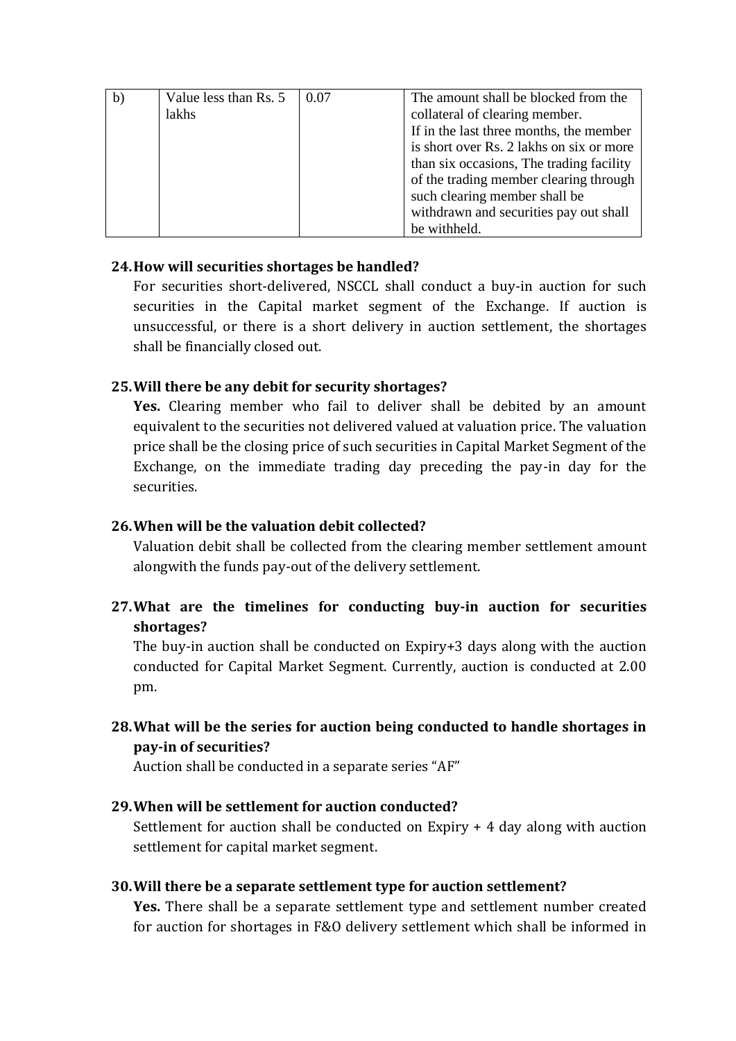| b) | Value less than Rs. 5 lakhs | 0.07 | The amount shall be blocked from the collateral of clearing member. If in the last three months, the member is short over Rs. 2 lakhs on six or more than six occasions, The trading facility of the trading member clearing through such clearing member shall be withdrawn and securities pay out shall be withheld. |
|---|---|---|---|

**24. How will securities shortages be handled?**

For securities short-delivered, NSCCL shall conduct a buy-in auction for such securities in the Capital market segment of the Exchange. If auction is unsuccessful, or there is a short delivery in auction settlement, the shortages shall be financially closed out.

**25. Will there be any debit for security shortages?**

**Yes.** Clearing member who fail to deliver shall be debited by an amount equivalent to the securities not delivered valued at valuation price. The valuation price shall be the closing price of such securities in Capital Market Segment of the Exchange, on the immediate trading day preceding the pay-in day for the securities.

**26. When will be the valuation debit collected?**

Valuation debit shall be collected from the clearing member settlement amount alongwith the funds pay-out of the delivery settlement.

**27. What are the timelines for conducting buy-in auction for securities shortages?**

The buy-in auction shall be conducted on Expiry+3 days along with the auction conducted for Capital Market Segment. Currently, auction is conducted at 2.00 pm.

**28. What will be the series for auction being conducted to handle shortages in pay-in of securities?**

Auction shall be conducted in a separate series "AF"

**29. When will be settlement for auction conducted?**

Settlement for auction shall be conducted on Expiry + 4 day along with auction settlement for capital market segment.

**30. Will there be a separate settlement type for auction settlement?**

**Yes.** There shall be a separate settlement type and settlement number created for auction for shortages in F&O delivery settlement which shall be informed in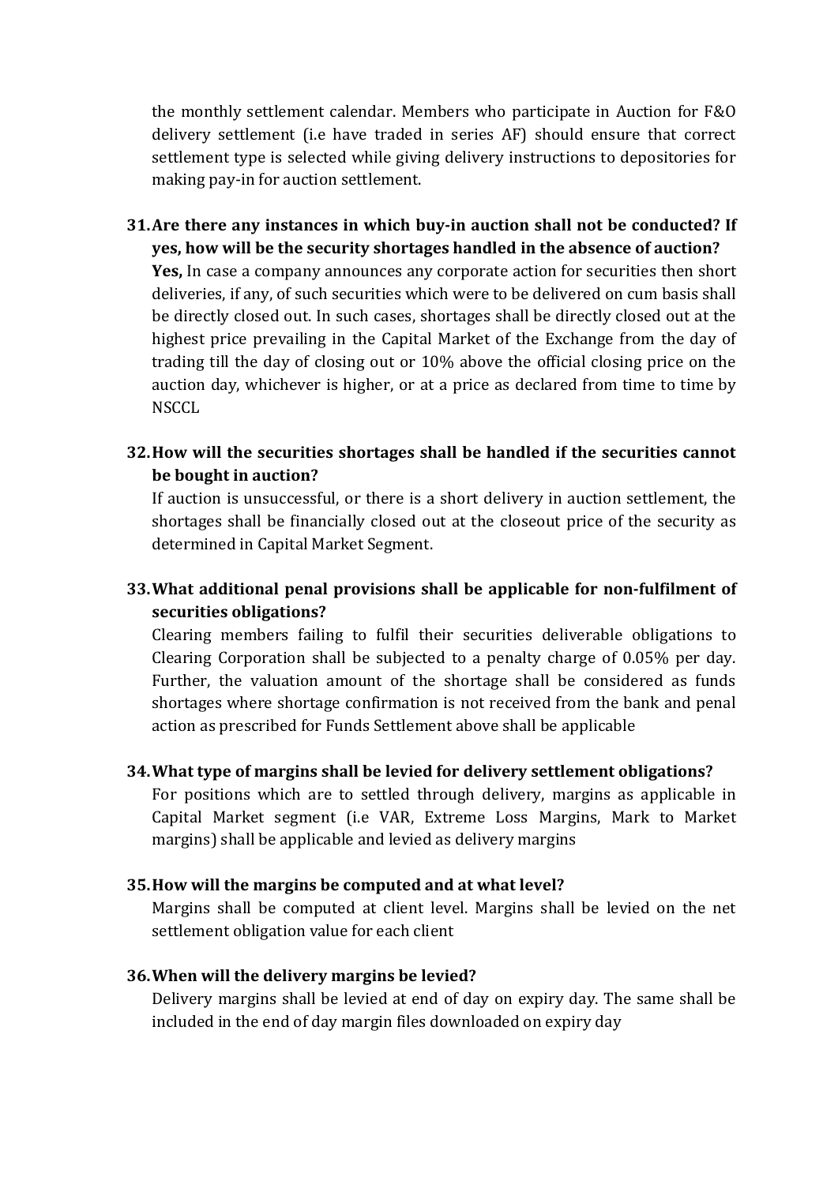the monthly settlement calendar. Members who participate in Auction for F&O delivery settlement (i.e have traded in series AF) should ensure that correct settlement type is selected while giving delivery instructions to depositories for making pay-in for auction settlement.

31. **Are there any instances in which buy-in auction shall not be conducted? If yes, how will be the security shortages handled in the absence of auction?**

    **Yes,** In case a company announces any corporate action for securities then short deliveries, if any, of such securities which were to be delivered on cum basis shall be directly closed out. In such cases, shortages shall be directly closed out at the highest price prevailing in the Capital Market of the Exchange from the day of trading till the day of closing out or 10% above the official closing price on the auction day, whichever is higher, or at a price as declared from time to time by NSCCL

32. **How will the securities shortages shall be handled if the securities cannot be bought in auction?**

    If auction is unsuccessful, or there is a short delivery in auction settlement, the shortages shall be financially closed out at the closeout price of the security as determined in Capital Market Segment.

33. **What additional penal provisions shall be applicable for non-fulfilment of securities obligations?**

    Clearing members failing to fulfil their securities deliverable obligations to Clearing Corporation shall be subjected to a penalty charge of 0.05% per day. Further, the valuation amount of the shortage shall be considered as funds shortages where shortage confirmation is not received from the bank and penal action as prescribed for Funds Settlement above shall be applicable

34. **What type of margins shall be levied for delivery settlement obligations?**

    For positions which are to settled through delivery, margins as applicable in Capital Market segment (i.e VAR, Extreme Loss Margins, Mark to Market margins) shall be applicable and levied as delivery margins

35. **How will the margins be computed and at what level?**

    Margins shall be computed at client level. Margins shall be levied on the net settlement obligation value for each client

36. **When will the delivery margins be levied?**

    Delivery margins shall be levied at end of day on expiry day. The same shall be included in the end of day margin files downloaded on expiry day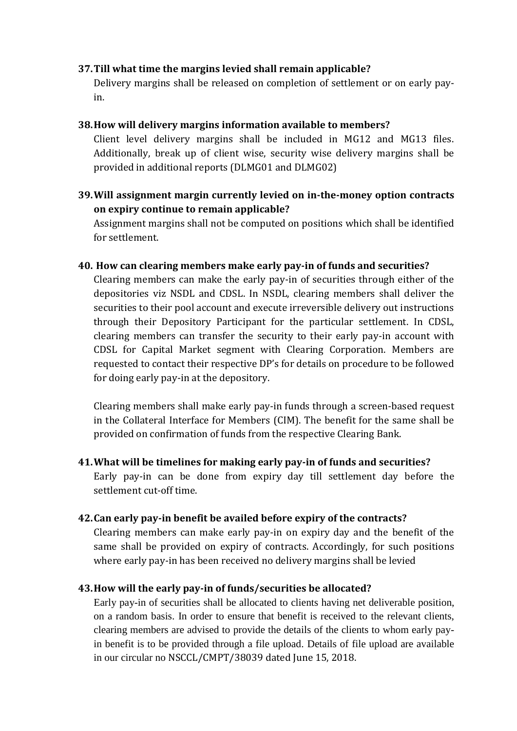**37. Till what time the margins levied shall remain applicable?**

Delivery margins shall be released on completion of settlement or on early pay-in.

**38. How will delivery margins information available to members?**

Client level delivery margins shall be included in MG12 and MG13 files. Additionally, break up of client wise, security wise delivery margins shall be provided in additional reports (DLMG01 and DLMG02)

**39. Will assignment margin currently levied on in-the-money option contracts on expiry continue to remain applicable?**

Assignment margins shall not be computed on positions which shall be identified for settlement.

**40. How can clearing members make early pay-in of funds and securities?**

Clearing members can make the early pay-in of securities through either of the depositories viz NSDL and CDSL. In NSDL, clearing members shall deliver the securities to their pool account and execute irreversible delivery out instructions through their Depository Participant for the particular settlement. In CDSL, clearing members can transfer the security to their early pay-in account with CDSL for Capital Market segment with Clearing Corporation. Members are requested to contact their respective DP's for details on procedure to be followed for doing early pay-in at the depository.

Clearing members shall make early pay-in funds through a screen-based request in the Collateral Interface for Members (CIM). The benefit for the same shall be provided on confirmation of funds from the respective Clearing Bank.

**41. What will be timelines for making early pay-in of funds and securities?**

Early pay-in can be done from expiry day till settlement day before the settlement cut-off time.

**42. Can early pay-in benefit be availed before expiry of the contracts?**

Clearing members can make early pay-in on expiry day and the benefit of the same shall be provided on expiry of contracts. Accordingly, for such positions where early pay-in has been received no delivery margins shall be levied

**43. How will the early pay-in of funds/securities be allocated?**

Early pay-in of securities shall be allocated to clients having net deliverable position, on a random basis. In order to ensure that benefit is received to the relevant clients, clearing members are advised to provide the details of the clients to whom early pay-in benefit is to be provided through a file upload. Details of file upload are available in our circular no NSCCL/CMPT/38039 dated June 15, 2018.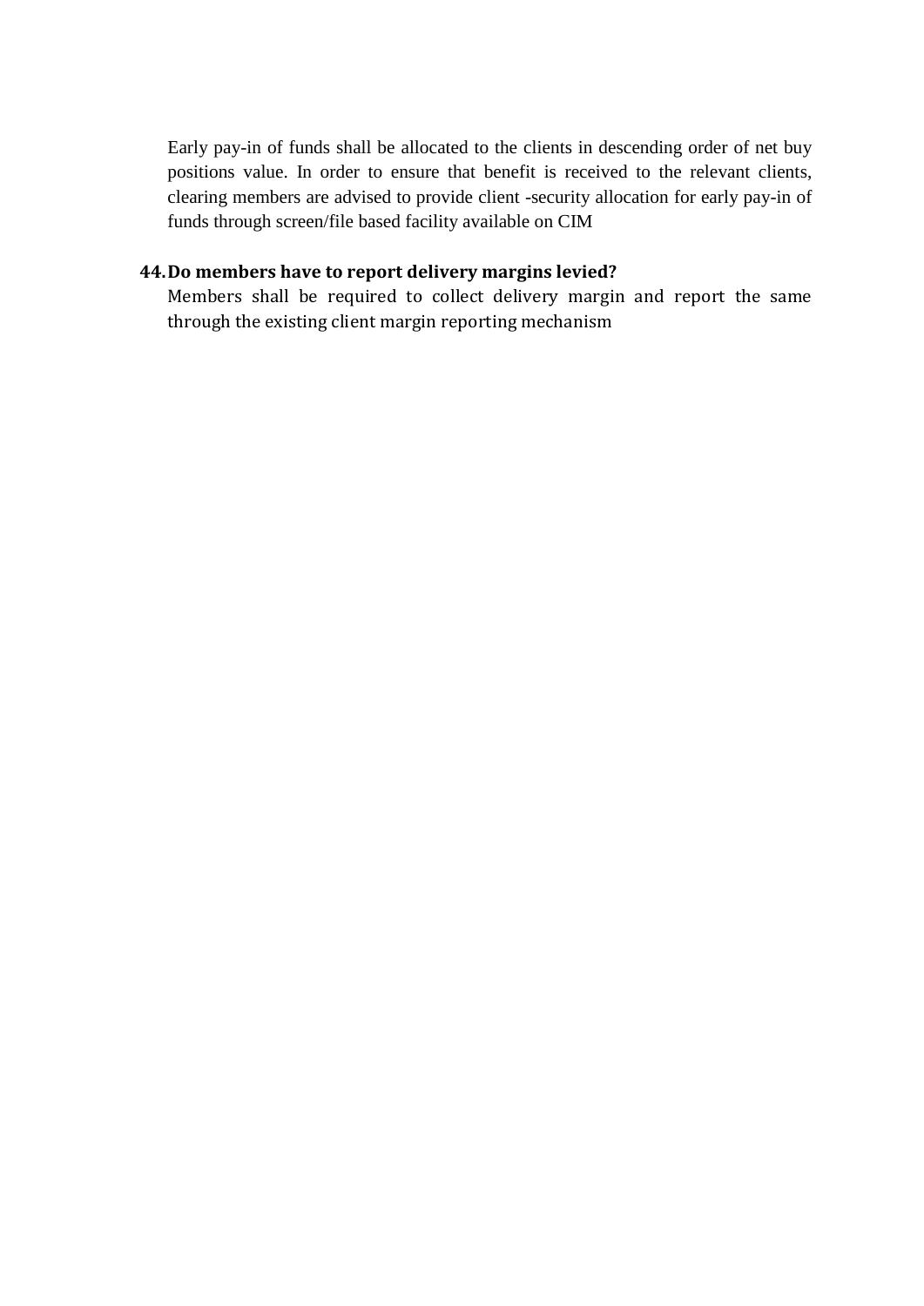Early pay-in of funds shall be allocated to the clients in descending order of net buy positions value. In order to ensure that benefit is received to the relevant clients, clearing members are advised to provide client -security allocation for early pay-in of funds through screen/file based facility available on CIM

**44. Do members have to report delivery margins levied?**

Members shall be required to collect delivery margin and report the same through the existing client margin reporting mechanism